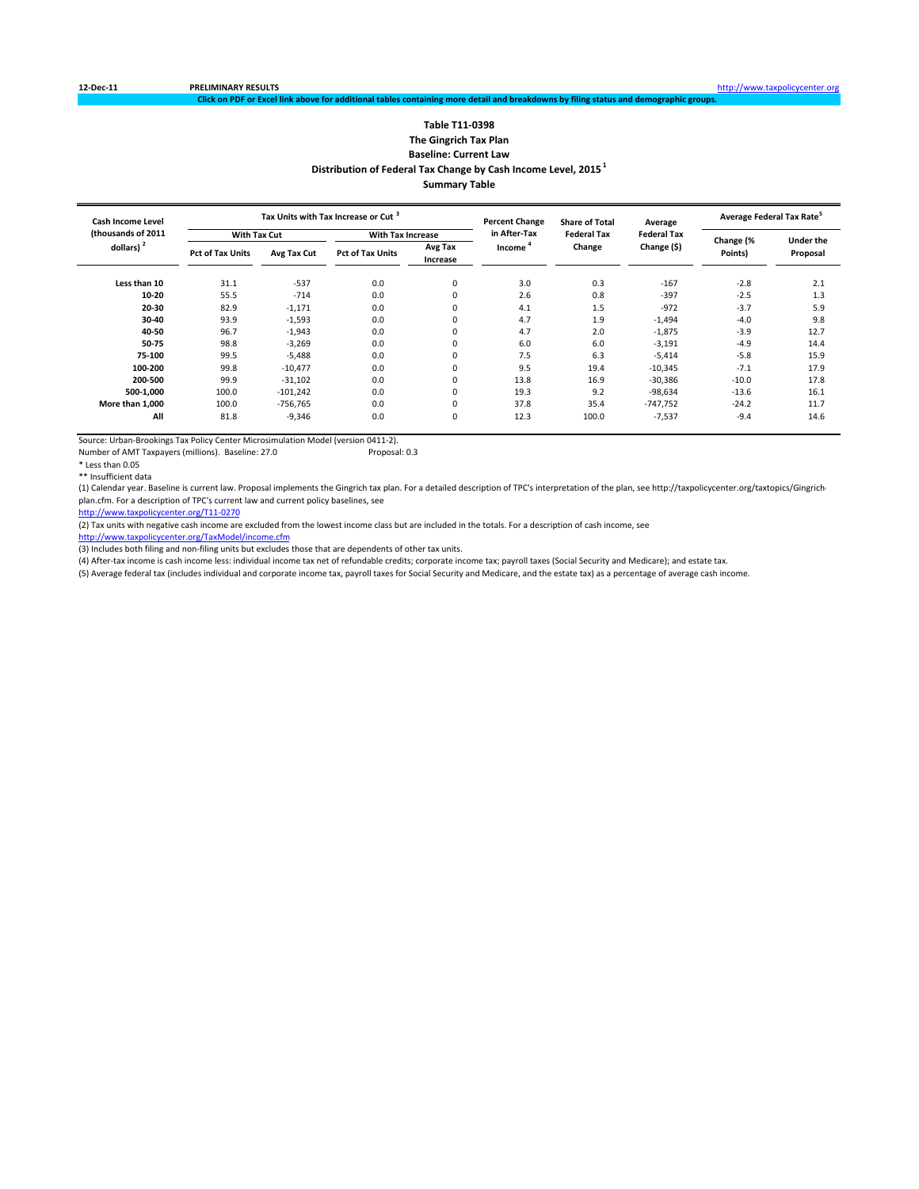12-Dec-11 **PRELIMINARY RESULTS** http://www.taxpolicycenter.org

**Click on PDF or Excel link above for additional tables containing more detail and breakdowns by filing status and demographic groups.**

### Table T11-0398
### The Gingrich Tax Plan
### Baseline: Current Law
### Distribution of Federal Tax Change by Cash Income Level, 2015 [1]
### Summary Table

| Cash Income Level (thousands of 2011 dollars) [2] | Tax Units with Tax Increase or Cut [3] | | | | Percent Change in After-Tax Income [4] | Share of Total Federal Tax Change | Average Federal Tax Change ($) | Average Federal Tax Rate [5] | |
|---|---|---|---|---|---|---|---|---|---|
| | With Tax Cut | | With Tax Increase | | | | | | |
| | Pct of Tax Units | Avg Tax Cut | Pct of Tax Units | Avg Tax Increase | | | | Change (% Points) | Under the Proposal |
| Less than 10 | 31.1 | -537 | 0.0 | 0 | 3.0 | 0.3 | -167 | -2.8 | 2.1 |
| 10-20 | 55.5 | -714 | 0.0 | 0 | 2.6 | 0.8 | -397 | -2.5 | 1.3 |
| 20-30 | 82.9 | -1,171 | 0.0 | 0 | 4.1 | 1.5 | -972 | -3.7 | 5.9 |
| 30-40 | 93.9 | -1,593 | 0.0 | 0 | 4.7 | 1.9 | -1,494 | -4.0 | 9.8 |
| 40-50 | 96.7 | -1,943 | 0.0 | 0 | 4.7 | 2.0 | -1,875 | -3.9 | 12.7 |
| 50-75 | 98.8 | -3,269 | 0.0 | 0 | 6.0 | 6.0 | -3,191 | -4.9 | 14.4 |
| 75-100 | 99.5 | -5,488 | 0.0 | 0 | 7.5 | 6.3 | -5,414 | -5.8 | 15.9 |
| 100-200 | 99.8 | -10,477 | 0.0 | 0 | 9.5 | 19.4 | -10,345 | -7.1 | 17.9 |
| 200-500 | 99.9 | -31,102 | 0.0 | 0 | 13.8 | 16.9 | -30,386 | -10.0 | 17.8 |
| 500-1,000 | 100.0 | -101,242 | 0.0 | 0 | 19.3 | 9.2 | -98,634 | -13.6 | 16.1 |
| More than 1,000 | 100.0 | -756,765 | 0.0 | 0 | 37.8 | 35.4 | -747,752 | -24.2 | 11.7 |
| All | 81.8 | -9,346 | 0.0 | 0 | 12.3 | 100.0 | -7,537 | -9.4 | 14.6 |

Source: Urban-Brookings Tax Policy Center Microsimulation Model (version 0411-2).

Number of AMT Taxpayers (millions). Baseline: 27.0 Proposal: 0.3

* Less than 0.05

** Insufficient data

(1) Calendar year. Baseline is current law. Proposal implements the Gingrich tax plan. For a detailed description of TPC's interpretation of the plan, see http://taxpolicycenter.org/taxtopics/Gingrich-plan.cfm. For a description of TPC's current law and current policy baselines, see http://www.taxpolicycenter.org/T11-0270

(2) Tax units with negative cash income are excluded from the lowest income class but are included in the totals. For a description of cash income, see http://www.taxpolicycenter.org/TaxModel/income.cfm

(3) Includes both filing and non-filing units but excludes those that are dependents of other tax units.

(4) After-tax income is cash income less: individual income tax net of refundable credits; corporate income tax; payroll taxes (Social Security and Medicare); and estate tax.

(5) Average federal tax (includes individual and corporate income tax, payroll taxes for Social Security and Medicare, and the estate tax) as a percentage of average cash income.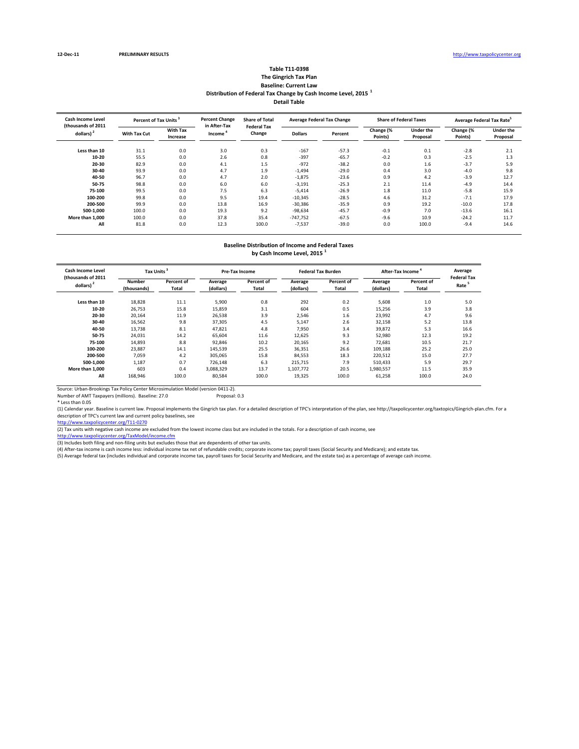12-Dec-11 **PRELIMINARY RESULTS** http://www.taxpolicycenter.org

### Table T11-0398
### The Gingrich Tax Plan
### Baseline: Current Law
### Distribution of Federal Tax Change by Cash Income Level, 2015 [1]
### Detail Table

| Cash Income Level (thousands of 2011 dollars) [2] | Percent of Tax Units [3] | | Percent Change in After-Tax Income [4] | Share of Total Federal Tax Change | Average Federal Tax Change | | Share of Federal Taxes | | Average Federal Tax Rate[5] | |
|---|---|---|---|---|---|---|---|---|---|---|
| | With Tax Cut | With Tax Increase | | | Dollars | Percent | Change (% Points) | Under the Proposal | Change (% Points) | Under the Proposal |
| Less than 10 | 31.1 | 0.0 | 3.0 | 0.3 | -167 | -57.3 | -0.1 | 0.1 | -2.8 | 2.1 |
| 10-20 | 55.5 | 0.0 | 2.6 | 0.8 | -397 | -65.7 | -0.2 | 0.3 | -2.5 | 1.3 |
| 20-30 | 82.9 | 0.0 | 4.1 | 1.5 | -972 | -38.2 | 0.0 | 1.6 | -3.7 | 5.9 |
| 30-40 | 93.9 | 0.0 | 4.7 | 1.9 | -1,494 | -29.0 | 0.4 | 3.0 | -4.0 | 9.8 |
| 40-50 | 96.7 | 0.0 | 4.7 | 2.0 | -1,875 | -23.6 | 0.9 | 4.2 | -3.9 | 12.7 |
| 50-75 | 98.8 | 0.0 | 6.0 | 6.0 | -3,191 | -25.3 | 2.1 | 11.4 | -4.9 | 14.4 |
| 75-100 | 99.5 | 0.0 | 7.5 | 6.3 | -5,414 | -26.9 | 1.8 | 11.0 | -5.8 | 15.9 |
| 100-200 | 99.8 | 0.0 | 9.5 | 19.4 | -10,345 | -28.5 | 4.6 | 31.2 | -7.1 | 17.9 |
| 200-500 | 99.9 | 0.0 | 13.8 | 16.9 | -30,386 | -35.9 | 0.9 | 19.2 | -10.0 | 17.8 |
| 500-1,000 | 100.0 | 0.0 | 19.3 | 9.2 | -98,634 | -45.7 | -0.9 | 7.0 | -13.6 | 16.1 |
| More than 1,000 | 100.0 | 0.0 | 37.8 | 35.4 | -747,752 | -67.5 | -9.6 | 10.9 | -24.2 | 11.7 |
| All | 81.8 | 0.0 | 12.3 | 100.0 | -7,537 | -39.0 | 0.0 | 100.0 | -9.4 | 14.6 |

### Baseline Distribution of Income and Federal Taxes by Cash Income Level, 2015 [1]

| Cash Income Level (thousands of 2011 dollars) [2] | Tax Units [3] | | Pre-Tax Income | | Federal Tax Burden | | After-Tax Income [4] | | Average Federal Tax Rate [5] |
|---|---|---|---|---|---|---|---|---|---|
| | Number (thousands) | Percent of Total | Average (dollars) | Percent of Total | Average (dollars) | Percent of Total | Average (dollars) | Percent of Total | |
| Less than 10 | 18,828 | 11.1 | 5,900 | 0.8 | 292 | 0.2 | 5,608 | 1.0 | 5.0 |
| 10-20 | 26,753 | 15.8 | 15,859 | 3.1 | 604 | 0.5 | 15,256 | 3.9 | 3.8 |
| 20-30 | 20,164 | 11.9 | 26,538 | 3.9 | 2,546 | 1.6 | 23,992 | 4.7 | 9.6 |
| 30-40 | 16,562 | 9.8 | 37,305 | 4.5 | 5,147 | 2.6 | 32,158 | 5.2 | 13.8 |
| 40-50 | 13,738 | 8.1 | 47,821 | 4.8 | 7,950 | 3.4 | 39,872 | 5.3 | 16.6 |
| 50-75 | 24,031 | 14.2 | 65,604 | 11.6 | 12,625 | 9.3 | 52,980 | 12.3 | 19.2 |
| 75-100 | 14,893 | 8.8 | 92,846 | 10.2 | 20,165 | 9.2 | 72,681 | 10.5 | 21.7 |
| 100-200 | 23,887 | 14.1 | 145,539 | 25.5 | 36,351 | 26.6 | 109,188 | 25.2 | 25.0 |
| 200-500 | 7,059 | 4.2 | 305,065 | 15.8 | 84,553 | 18.3 | 220,512 | 15.0 | 27.7 |
| 500-1,000 | 1,187 | 0.7 | 726,148 | 6.3 | 215,715 | 7.9 | 510,433 | 5.9 | 29.7 |
| More than 1,000 | 603 | 0.4 | 3,088,329 | 13.7 | 1,107,772 | 20.5 | 1,980,557 | 11.5 | 35.9 |
| All | 168,946 | 100.0 | 80,584 | 100.0 | 19,325 | 100.0 | 61,258 | 100.0 | 24.0 |

Source: Urban-Brookings Tax Policy Center Microsimulation Model (version 0411-2).

Number of AMT Taxpayers (millions). Baseline: 27.0 Proposal: 0.3

* Less than 0.05

(1) Calendar year. Baseline is current law. Proposal implements the Gingrich tax plan. For a detailed description of TPC's interpretation of the plan, see http://taxpolicycenter.org/taxtopics/Gingrich-plan.cfm. For a description of TPC's current law and current policy baselines, see http://www.taxpolicycenter.org/T11-0270

(2) Tax units with negative cash income are excluded from the lowest income class but are included in the totals. For a description of cash income, see http://www.taxpolicycenter.org/TaxModel/income.cfm

(3) Includes both filing and non-filing units but excludes those that are dependents of other tax units.

(4) After-tax income is cash income less: individual income tax net of refundable credits; corporate income tax; payroll taxes (Social Security and Medicare); and estate tax.

(5) Average federal tax (includes individual and corporate income tax, payroll taxes for Social Security and Medicare, and the estate tax) as a percentage of average cash income.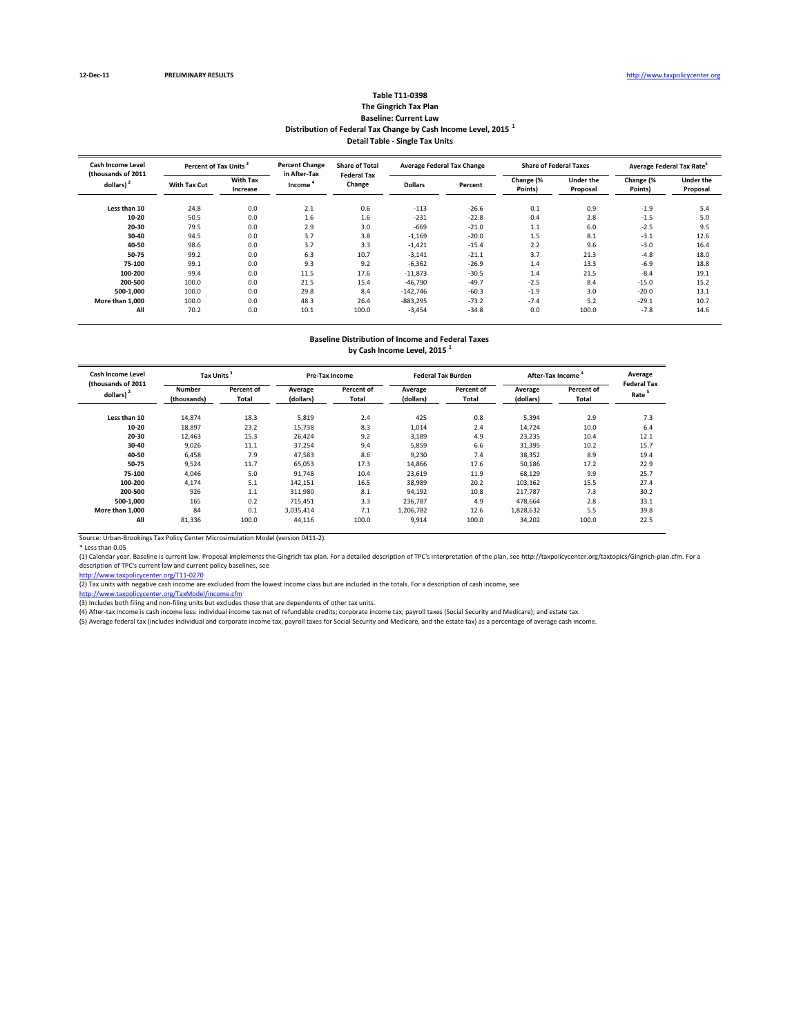12-Dec-11 **PRELIMINARY RESULTS** http://www.taxpolicycenter.org

**Table T11-0398**
**The Gingrich Tax Plan**
**Baseline: Current Law**
**Distribution of Federal Tax Change by Cash Income Level, 2015 [1]**
**Detail Table - Single Tax Units**

| Cash Income Level (thousands of 2011 dollars) [2] | Percent of Tax Units [3] | | Percent Change in After-Tax Income [4] | Share of Total Federal Tax Change | Average Federal Tax Change | | Share of Federal Taxes | | Average Federal Tax Rate [5] | |
|---|---|---|---|---|---|---|---|---|---|---|
| | With Tax Cut | With Tax Increase | | | Dollars | Percent | Change (% Points) | Under the Proposal | Change (% Points) | Under the Proposal |
| Less than 10 | 24.8 | 0.0 | 2.1 | 0.6 | -113 | -26.6 | 0.1 | 0.9 | -1.9 | 5.4 |
| 10-20 | 50.5 | 0.0 | 1.6 | 1.6 | -231 | -22.8 | 0.4 | 2.8 | -1.5 | 5.0 |
| 20-30 | 79.5 | 0.0 | 2.9 | 3.0 | -669 | -21.0 | 1.1 | 6.0 | -2.5 | 9.5 |
| 30-40 | 94.5 | 0.0 | 3.7 | 3.8 | -1,169 | -20.0 | 1.5 | 8.1 | -3.1 | 12.6 |
| 40-50 | 98.6 | 0.0 | 3.7 | 3.3 | -1,421 | -15.4 | 2.2 | 9.6 | -3.0 | 16.4 |
| 50-75 | 99.2 | 0.0 | 6.3 | 10.7 | -3,141 | -21.1 | 3.7 | 21.3 | -4.8 | 18.0 |
| 75-100 | 99.1 | 0.0 | 9.3 | 9.2 | -6,362 | -26.9 | 1.4 | 13.3 | -6.9 | 18.8 |
| 100-200 | 99.4 | 0.0 | 11.5 | 17.6 | -11,873 | -30.5 | 1.4 | 21.5 | -8.4 | 19.1 |
| 200-500 | 100.0 | 0.0 | 21.5 | 15.4 | -46,790 | -49.7 | -2.5 | 8.4 | -15.0 | 15.2 |
| 500-1,000 | 100.0 | 0.0 | 29.8 | 8.4 | -142,746 | -60.3 | -1.9 | 3.0 | -20.0 | 13.1 |
| More than 1,000 | 100.0 | 0.0 | 48.3 | 26.4 | -883,295 | -73.2 | -7.4 | 5.2 | -29.1 | 10.7 |
| All | 70.2 | 0.0 | 10.1 | 100.0 | -3,454 | -34.8 | 0.0 | 100.0 | -7.8 | 14.6 |

**Baseline Distribution of Income and Federal Taxes**
**by Cash Income Level, 2015 [1]**

| Cash Income Level (thousands of 2011 dollars) [2] | Tax Units [3] | | Pre-Tax Income | | Federal Tax Burden | | After-Tax Income [4] | | Average Federal Tax Rate [5] |
|---|---|---|---|---|---|---|---|---|---|
| | Number (thousands) | Percent of Total | Average (dollars) | Percent of Total | Average (dollars) | Percent of Total | Average (dollars) | Percent of Total | |
| Less than 10 | 14,874 | 18.3 | 5,819 | 2.4 | 425 | 0.8 | 5,394 | 2.9 | 7.3 |
| 10-20 | 18,897 | 23.2 | 15,738 | 8.3 | 1,014 | 2.4 | 14,724 | 10.0 | 6.4 |
| 20-30 | 12,463 | 15.3 | 26,424 | 9.2 | 3,189 | 4.9 | 23,235 | 10.4 | 12.1 |
| 30-40 | 9,026 | 11.1 | 37,254 | 9.4 | 5,859 | 6.6 | 31,395 | 10.2 | 15.7 |
| 40-50 | 6,458 | 7.9 | 47,583 | 8.6 | 9,230 | 7.4 | 38,352 | 8.9 | 19.4 |
| 50-75 | 9,524 | 11.7 | 65,053 | 17.3 | 14,866 | 17.6 | 50,186 | 17.2 | 22.9 |
| 75-100 | 4,046 | 5.0 | 91,748 | 10.4 | 23,619 | 11.9 | 68,129 | 9.9 | 25.7 |
| 100-200 | 4,174 | 5.1 | 142,151 | 16.5 | 38,989 | 20.2 | 103,162 | 15.5 | 27.4 |
| 200-500 | 926 | 1.1 | 311,980 | 8.1 | 94,192 | 10.8 | 217,787 | 7.3 | 30.2 |
| 500-1,000 | 165 | 0.2 | 715,451 | 3.3 | 236,787 | 4.9 | 478,664 | 2.8 | 33.1 |
| More than 1,000 | 84 | 0.1 | 3,035,414 | 7.1 | 1,206,782 | 12.6 | 1,828,632 | 5.5 | 39.8 |
| All | 81,336 | 100.0 | 44,116 | 100.0 | 9,914 | 100.0 | 34,202 | 100.0 | 22.5 |

Source: Urban-Brookings Tax Policy Center Microsimulation Model (version 0411-2).

* Less than 0.05

(1) Calendar year. Baseline is current law. Proposal implements the Gingrich tax plan. For a detailed description of TPC's interpretation of the plan, see http://taxpolicycenter.org/taxtopics/Gingrich-plan.cfm. For a description of TPC's current law and current policy baselines, see
http://www.taxpolicycenter.org/T11-0270

(2) Tax units with negative cash income are excluded from the lowest income class but are included in the totals. For a description of cash income, see
http://www.taxpolicycenter.org/TaxModel/income.cfm

(3) Includes both filing and non-filing units but excludes those that are dependents of other tax units.

(4) After-tax income is cash income less: individual income tax net of refundable credits; corporate income tax; payroll taxes (Social Security and Medicare); and estate tax.

(5) Average federal tax (includes individual and corporate income tax, payroll taxes for Social Security and Medicare, and the estate tax) as a percentage of average cash income.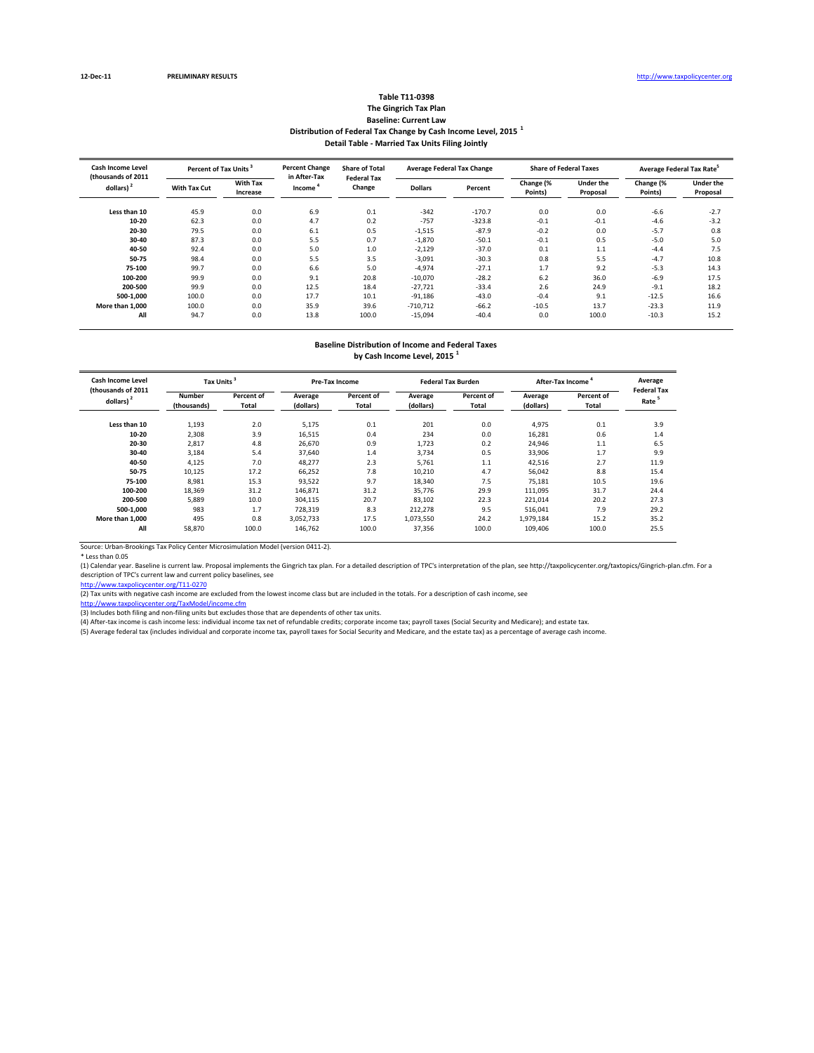12-Dec-11 PRELIMINARY RESULTS http://www.taxpolicycenter.org

**Table T11-0398**
**The Gingrich Tax Plan**
**Baseline: Current Law**
**Distribution of Federal Tax Change by Cash Income Level, 2015 [1]**
**Detail Table - Married Tax Units Filing Jointly**

| Cash Income Level (thousands of 2011 dollars) [2] | Percent of Tax Units [3] | | Percent Change in After-Tax Income [4] | Share of Total Federal Tax Change | Average Federal Tax Change | | Share of Federal Taxes | | Average Federal Tax Rate[5] | |
|---|---|---|---|---|---|---|---|---|---|---|
| | With Tax Cut | With Tax Increase | | | Dollars | Percent | Change (% Points) | Under the Proposal | Change (% Points) | Under the Proposal |
| Less than 10 | 45.9 | 0.0 | 6.9 | 0.1 | -342 | -170.7 | 0.0 | 0.0 | -6.6 | -2.7 |
| 10-20 | 62.3 | 0.0 | 4.7 | 0.2 | -757 | -323.8 | -0.1 | -0.1 | -4.6 | -3.2 |
| 20-30 | 79.5 | 0.0 | 6.1 | 0.5 | -1,515 | -87.9 | -0.2 | 0.0 | -5.7 | 0.8 |
| 30-40 | 87.3 | 0.0 | 5.5 | 0.7 | -1,870 | -50.1 | -0.1 | 0.5 | -5.0 | 5.0 |
| 40-50 | 92.4 | 0.0 | 5.0 | 1.0 | -2,129 | -37.0 | 0.1 | 1.1 | -4.4 | 7.5 |
| 50-75 | 98.4 | 0.0 | 5.5 | 3.5 | -3,091 | -30.3 | 0.8 | 5.5 | -4.7 | 10.8 |
| 75-100 | 99.7 | 0.0 | 6.6 | 5.0 | -4,974 | -27.1 | 1.7 | 9.2 | -5.3 | 14.3 |
| 100-200 | 99.9 | 0.0 | 9.1 | 20.8 | -10,070 | -28.2 | 6.2 | 36.0 | -6.9 | 17.5 |
| 200-500 | 99.9 | 0.0 | 12.5 | 18.4 | -27,721 | -33.4 | 2.6 | 24.9 | -9.1 | 18.2 |
| 500-1,000 | 100.0 | 0.0 | 17.7 | 10.1 | -91,186 | -43.0 | -0.4 | 9.1 | -12.5 | 16.6 |
| More than 1,000 | 100.0 | 0.0 | 35.9 | 39.6 | -710,712 | -66.2 | -10.5 | 13.7 | -23.3 | 11.9 |
| All | 94.7 | 0.0 | 13.8 | 100.0 | -15,094 | -40.4 | 0.0 | 100.0 | -10.3 | 15.2 |

**Baseline Distribution of Income and Federal Taxes**
**by Cash Income Level, 2015 [1]**

| Cash Income Level (thousands of 2011 dollars) [2] | Tax Units [3] | | Pre-Tax Income | | Federal Tax Burden | | After-Tax Income [4] | | Average Federal Tax Rate [5] |
|---|---|---|---|---|---|---|---|---|---|
| | Number (thousands) | Percent of Total | Average (dollars) | Percent of Total | Average (dollars) | Percent of Total | Average (dollars) | Percent of Total | |
| Less than 10 | 1,193 | 2.0 | 5,175 | 0.1 | 201 | 0.0 | 4,975 | 0.1 | 3.9 |
| 10-20 | 2,308 | 3.9 | 16,515 | 0.4 | 234 | 0.0 | 16,281 | 0.6 | 1.4 |
| 20-30 | 2,817 | 4.8 | 26,670 | 0.9 | 1,723 | 0.2 | 24,946 | 1.1 | 6.5 |
| 30-40 | 3,184 | 5.4 | 37,640 | 1.4 | 3,734 | 0.5 | 33,906 | 1.7 | 9.9 |
| 40-50 | 4,125 | 7.0 | 48,277 | 2.3 | 5,761 | 1.1 | 42,516 | 2.7 | 11.9 |
| 50-75 | 10,125 | 17.2 | 66,252 | 7.8 | 10,210 | 4.7 | 56,042 | 8.8 | 15.4 |
| 75-100 | 8,981 | 15.3 | 93,522 | 9.7 | 18,340 | 7.5 | 75,181 | 10.5 | 19.6 |
| 100-200 | 18,369 | 31.2 | 146,871 | 31.2 | 35,776 | 29.9 | 111,095 | 31.7 | 24.4 |
| 200-500 | 5,889 | 10.0 | 304,115 | 20.7 | 83,102 | 22.3 | 221,014 | 20.2 | 27.3 |
| 500-1,000 | 983 | 1.7 | 728,319 | 8.3 | 212,278 | 9.5 | 516,041 | 7.9 | 29.2 |
| More than 1,000 | 495 | 0.8 | 3,052,733 | 17.5 | 1,073,550 | 24.2 | 1,979,184 | 15.2 | 35.2 |
| All | 58,870 | 100.0 | 146,762 | 100.0 | 37,356 | 100.0 | 109,406 | 100.0 | 25.5 |

Source: Urban-Brookings Tax Policy Center Microsimulation Model (version 0411-2).

* Less than 0.05

(1) Calendar year. Baseline is current law. Proposal implements the Gingrich tax plan. For a detailed description of TPC's interpretation of the plan, see http://taxpolicycenter.org/taxtopics/Gingrich-plan.cfm. For a description of TPC's current law and current policy baselines, see
http://www.taxpolicycenter.org/T11-0270

(2) Tax units with negative cash income are excluded from the lowest income class but are included in the totals. For a description of cash income, see
http://www.taxpolicycenter.org/TaxModel/income.cfm

(3) Includes both filing and non-filing units but excludes those that are dependents of other tax units.

(4) After-tax income is cash income less: individual income tax net of refundable credits; corporate income tax; payroll taxes (Social Security and Medicare); and estate tax.

(5) Average federal tax (includes individual and corporate income tax, payroll taxes for Social Security and Medicare, and the estate tax) as a percentage of average cash income.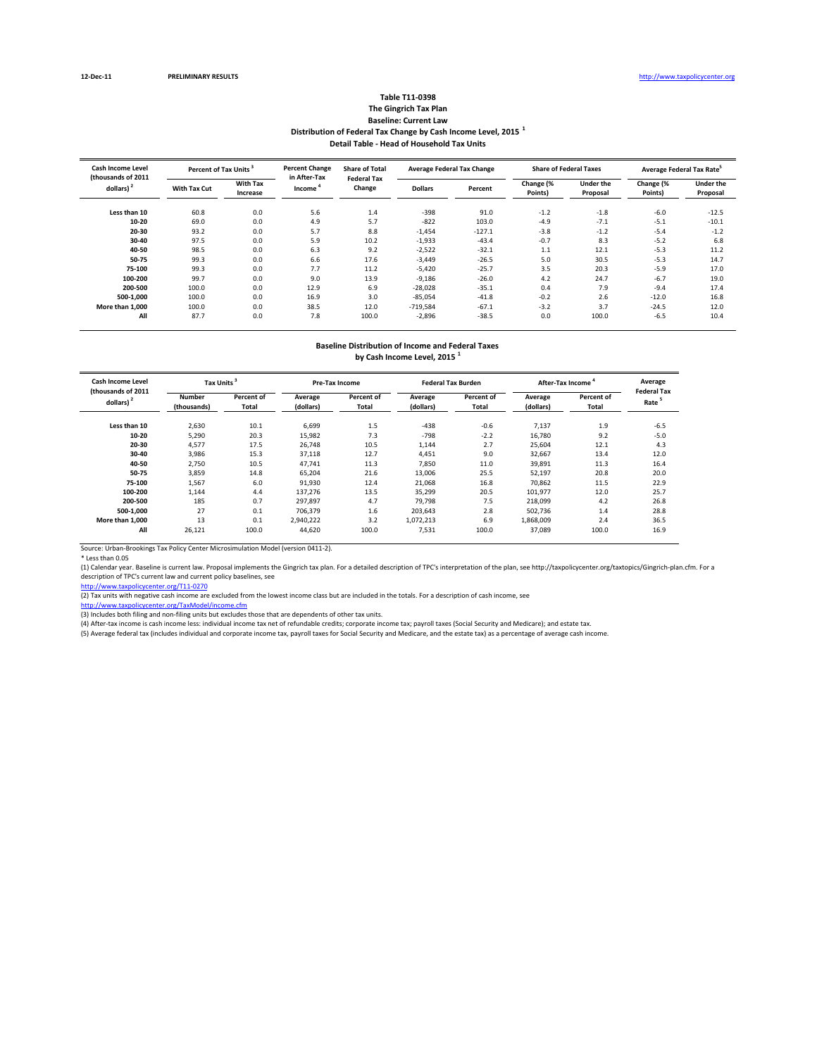12-Dec-11 PRELIMINARY RESULTS http://www.taxpolicycenter.org

**Table T11-0398**
**The Gingrich Tax Plan**
**Baseline: Current Law**
**Distribution of Federal Tax Change by Cash Income Level, 2015 [1]**
**Detail Table - Head of Household Tax Units**

| Cash Income Level (thousands of 2011 dollars) [2] | Percent of Tax Units [3] | | Percent Change in After-Tax Income [4] | Share of Total Federal Tax Change | Average Federal Tax Change | | Share of Federal Taxes | | Average Federal Tax Rate [5] | |
|---|---|---|---|---|---|---|---|---|---|---|
| | With Tax Cut | With Tax Increase | | | Dollars | Percent | Change (% Points) | Under the Proposal | Change (% Points) | Under the Proposal |
| Less than 10 | 60.8 | 0.0 | 5.6 | 1.4 | -398 | 91.0 | -1.2 | -1.8 | -6.0 | -12.5 |
| 10-20 | 69.0 | 0.0 | 4.9 | 5.7 | -822 | 103.0 | -4.9 | -7.1 | -5.1 | -10.1 |
| 20-30 | 93.2 | 0.0 | 5.7 | 8.8 | -1,454 | -127.1 | -3.8 | -1.2 | -5.4 | -1.2 |
| 30-40 | 97.5 | 0.0 | 5.9 | 10.2 | -1,933 | -43.4 | -0.7 | 8.3 | -5.2 | 6.8 |
| 40-50 | 98.5 | 0.0 | 6.3 | 9.2 | -2,522 | -32.1 | 1.1 | 12.1 | -5.3 | 11.2 |
| 50-75 | 99.3 | 0.0 | 6.6 | 17.6 | -3,449 | -26.5 | 5.0 | 30.5 | -5.3 | 14.7 |
| 75-100 | 99.3 | 0.0 | 7.7 | 11.2 | -5,420 | -25.7 | 3.5 | 20.3 | -5.9 | 17.0 |
| 100-200 | 99.7 | 0.0 | 9.0 | 13.9 | -9,186 | -26.0 | 4.2 | 24.7 | -6.7 | 19.0 |
| 200-500 | 100.0 | 0.0 | 12.9 | 6.9 | -28,028 | -35.1 | 0.4 | 7.9 | -9.4 | 17.4 |
| 500-1,000 | 100.0 | 0.0 | 16.9 | 3.0 | -85,054 | -41.8 | -0.2 | 2.6 | -12.0 | 16.8 |
| More than 1,000 | 100.0 | 0.0 | 38.5 | 12.0 | -719,584 | -67.1 | -3.2 | 3.7 | -24.5 | 12.0 |
| All | 87.7 | 0.0 | 7.8 | 100.0 | -2,896 | -38.5 | 0.0 | 100.0 | -6.5 | 10.4 |

**Baseline Distribution of Income and Federal Taxes**
**by Cash Income Level, 2015 [1]**

| Cash Income Level (thousands of 2011 dollars) [2] | Tax Units [3] | | Pre-Tax Income | | Federal Tax Burden | | After-Tax Income [4] | | Average Federal Tax Rate [5] |
|---|---|---|---|---|---|---|---|---|---|
| | Number (thousands) | Percent of Total | Average (dollars) | Percent of Total | Average (dollars) | Percent of Total | Average (dollars) | Percent of Total | |
| Less than 10 | 2,630 | 10.1 | 6,699 | 1.5 | -438 | -0.6 | 7,137 | 1.9 | -6.5 |
| 10-20 | 5,290 | 20.3 | 15,982 | 7.3 | -798 | -2.2 | 16,780 | 9.2 | -5.0 |
| 20-30 | 4,577 | 17.5 | 26,748 | 10.5 | 1,144 | 2.7 | 25,604 | 12.1 | 4.3 |
| 30-40 | 3,986 | 15.3 | 37,118 | 12.7 | 4,451 | 9.0 | 32,667 | 13.4 | 12.0 |
| 40-50 | 2,750 | 10.5 | 47,741 | 11.3 | 7,850 | 11.0 | 39,891 | 11.3 | 16.4 |
| 50-75 | 3,859 | 14.8 | 65,204 | 21.6 | 13,006 | 25.5 | 52,197 | 20.8 | 20.0 |
| 75-100 | 1,567 | 6.0 | 91,930 | 12.4 | 21,068 | 16.8 | 70,862 | 11.5 | 22.9 |
| 100-200 | 1,144 | 4.4 | 137,276 | 13.5 | 35,299 | 20.5 | 101,977 | 12.0 | 25.7 |
| 200-500 | 185 | 0.7 | 297,897 | 4.7 | 79,798 | 7.5 | 218,099 | 4.2 | 26.8 |
| 500-1,000 | 27 | 0.1 | 706,379 | 1.6 | 203,643 | 2.8 | 502,736 | 1.4 | 28.8 |
| More than 1,000 | 13 | 0.1 | 2,940,222 | 3.2 | 1,072,213 | 6.9 | 1,868,009 | 2.4 | 36.5 |
| All | 26,121 | 100.0 | 44,620 | 100.0 | 7,531 | 100.0 | 37,089 | 100.0 | 16.9 |

Source: Urban-Brookings Tax Policy Center Microsimulation Model (version 0411-2).

* Less than 0.05

(1) Calendar year. Baseline is current law. Proposal implements the Gingrich tax plan. For a detailed description of TPC's interpretation of the plan, see http://taxpolicycenter.org/taxtopics/Gingrich-plan.cfm. For a description of TPC's current law and current policy baselines, see http://www.taxpolicycenter.org/T11-0270

(2) Tax units with negative cash income are excluded from the lowest income class but are included in the totals. For a description of cash income, see http://www.taxpolicycenter.org/TaxModel/income.cfm

(3) Includes both filing and non-filing units but excludes those that are dependents of other tax units.

(4) After-tax income is cash income less: individual income tax net of refundable credits; corporate income tax; payroll taxes (Social Security and Medicare); and estate tax.

(5) Average federal tax (includes individual and corporate income tax, payroll taxes for Social Security and Medicare, and the estate tax) as a percentage of average cash income.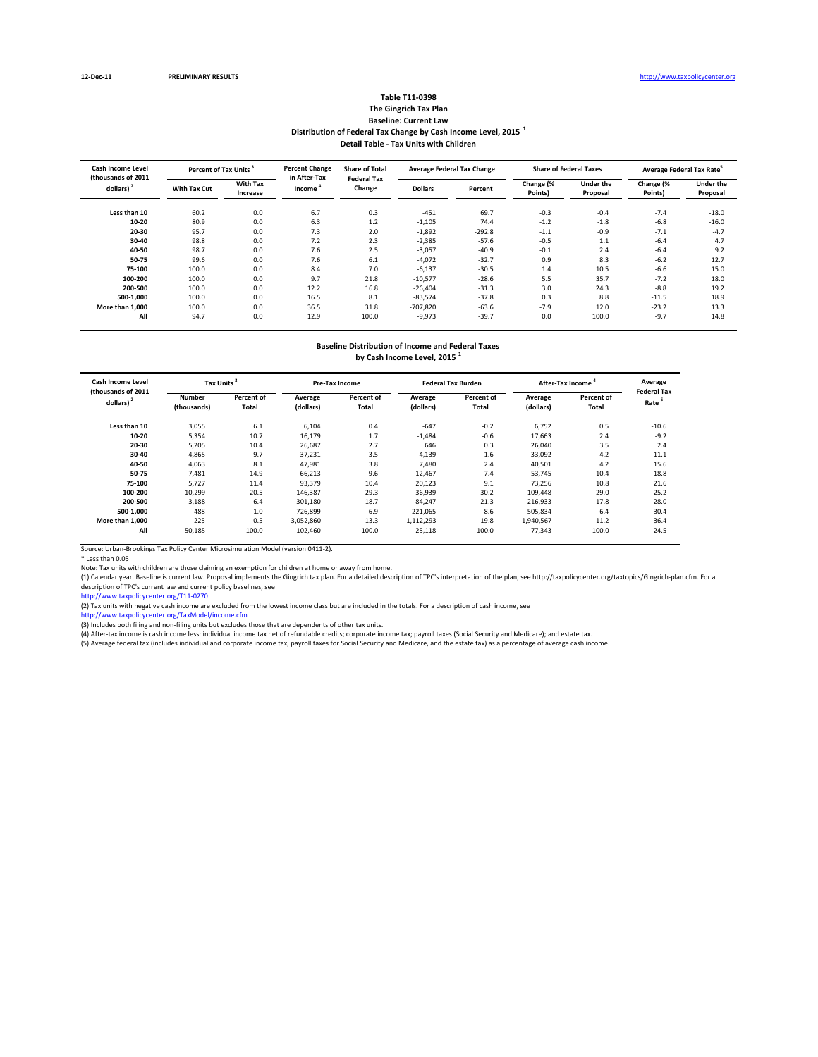12-Dec-11 **PRELIMINARY RESULTS** http://www.taxpolicycenter.org

**Table T11-0398**
**The Gingrich Tax Plan**
**Baseline: Current Law**
**Distribution of Federal Tax Change by Cash Income Level, 2015 [1]**
**Detail Table - Tax Units with Children**

| Cash Income Level (thousands of 2011 dollars) [2] | Percent of Tax Units [3] | | Percent Change in After-Tax Income [4] | Share of Total Federal Tax Change | Average Federal Tax Change | | Share of Federal Taxes | | Average Federal Tax Rate [5] | |
|---|---|---|---|---|---|---|---|---|---|---|
| | With Tax Cut | With Tax Increase | | | Dollars | Percent | Change (% Points) | Under the Proposal | Change (% Points) | Under the Proposal |
| Less than 10 | 60.2 | 0.0 | 6.7 | 0.3 | -451 | 69.7 | -0.3 | -0.4 | -7.4 | -18.0 |
| 10-20 | 80.9 | 0.0 | 6.3 | 1.2 | -1,105 | 74.4 | -1.2 | -1.8 | -6.8 | -16.0 |
| 20-30 | 95.7 | 0.0 | 7.3 | 2.0 | -1,892 | -292.8 | -1.1 | -0.9 | -7.1 | -4.7 |
| 30-40 | 98.8 | 0.0 | 7.2 | 2.3 | -2,385 | -57.6 | -0.5 | 1.1 | -6.4 | 4.7 |
| 40-50 | 98.7 | 0.0 | 7.6 | 2.5 | -3,057 | -40.9 | -0.1 | 2.4 | -6.4 | 9.2 |
| 50-75 | 99.6 | 0.0 | 7.6 | 6.1 | -4,072 | -32.7 | 0.9 | 8.3 | -6.2 | 12.7 |
| 75-100 | 100.0 | 0.0 | 8.4 | 7.0 | -6,137 | -30.5 | 1.4 | 10.5 | -6.6 | 15.0 |
| 100-200 | 100.0 | 0.0 | 9.7 | 21.8 | -10,577 | -28.6 | 5.5 | 35.7 | -7.2 | 18.0 |
| 200-500 | 100.0 | 0.0 | 12.2 | 16.8 | -26,404 | -31.3 | 3.0 | 24.3 | -8.8 | 19.2 |
| 500-1,000 | 100.0 | 0.0 | 16.5 | 8.1 | -83,574 | -37.8 | 0.3 | 8.8 | -11.5 | 18.9 |
| More than 1,000 | 100.0 | 0.0 | 36.5 | 31.8 | -707,820 | -63.6 | -7.9 | 12.0 | -23.2 | 13.3 |
| All | 94.7 | 0.0 | 12.9 | 100.0 | -9,973 | -39.7 | 0.0 | 100.0 | -9.7 | 14.8 |

**Baseline Distribution of Income and Federal Taxes**
**by Cash Income Level, 2015 [1]**

| Cash Income Level (thousands of 2011 dollars) [2] | Tax Units [3] | | Pre-Tax Income | | Federal Tax Burden | | After-Tax Income [4] | | Average Federal Tax Rate [5] |
|---|---|---|---|---|---|---|---|---|---|
| | Number (thousands) | Percent of Total | Average (dollars) | Percent of Total | Average (dollars) | Percent of Total | Average (dollars) | Percent of Total | |
| Less than 10 | 3,055 | 6.1 | 6,104 | 0.4 | -647 | -0.2 | 6,752 | 0.5 | -10.6 |
| 10-20 | 5,354 | 10.7 | 16,179 | 1.7 | -1,484 | -0.6 | 17,663 | 2.4 | -9.2 |
| 20-30 | 5,205 | 10.4 | 26,687 | 2.7 | 646 | 0.3 | 26,040 | 3.5 | 2.4 |
| 30-40 | 4,865 | 9.7 | 37,231 | 3.5 | 4,139 | 1.6 | 33,092 | 4.2 | 11.1 |
| 40-50 | 4,063 | 8.1 | 47,981 | 3.8 | 7,480 | 2.4 | 40,501 | 4.2 | 15.6 |
| 50-75 | 7,481 | 14.9 | 66,213 | 9.6 | 12,467 | 7.4 | 53,745 | 10.4 | 18.8 |
| 75-100 | 5,727 | 11.4 | 93,379 | 10.4 | 20,123 | 9.1 | 73,256 | 10.8 | 21.6 |
| 100-200 | 10,299 | 20.5 | 146,387 | 29.3 | 36,939 | 30.2 | 109,448 | 29.0 | 25.2 |
| 200-500 | 3,188 | 6.4 | 301,180 | 18.7 | 84,247 | 21.3 | 216,933 | 17.8 | 28.0 |
| 500-1,000 | 488 | 1.0 | 726,899 | 6.9 | 221,065 | 8.6 | 505,834 | 6.4 | 30.4 |
| More than 1,000 | 225 | 0.5 | 3,052,860 | 13.3 | 1,112,293 | 19.8 | 1,940,567 | 11.2 | 36.4 |
| All | 50,185 | 100.0 | 102,460 | 100.0 | 25,118 | 100.0 | 77,343 | 100.0 | 24.5 |

Source: Urban-Brookings Tax Policy Center Microsimulation Model (version 0411-2).

* Less than 0.05

Note: Tax units with children are those claiming an exemption for children at home or away from home.

(1) Calendar year. Baseline is current law. Proposal implements the Gingrich tax plan. For a detailed description of TPC's interpretation of the plan, see http://taxpolicycenter.org/taxtopics/Gingrich-plan.cfm. For a description of TPC's current law and current policy baselines, see
http://www.taxpolicycenter.org/T11-0270

(2) Tax units with negative cash income are excluded from the lowest income class but are included in the totals. For a description of cash income, see
http://www.taxpolicycenter.org/TaxModel/income.cfm

(3) Includes both filing and non-filing units but excludes those that are dependents of other tax units.

(4) After-tax income is cash income less: individual income tax net of refundable credits; corporate income tax; payroll taxes (Social Security and Medicare); and estate tax.

(5) Average federal tax (includes individual and corporate income tax, payroll taxes for Social Security and Medicare, and the estate tax) as a percentage of average cash income.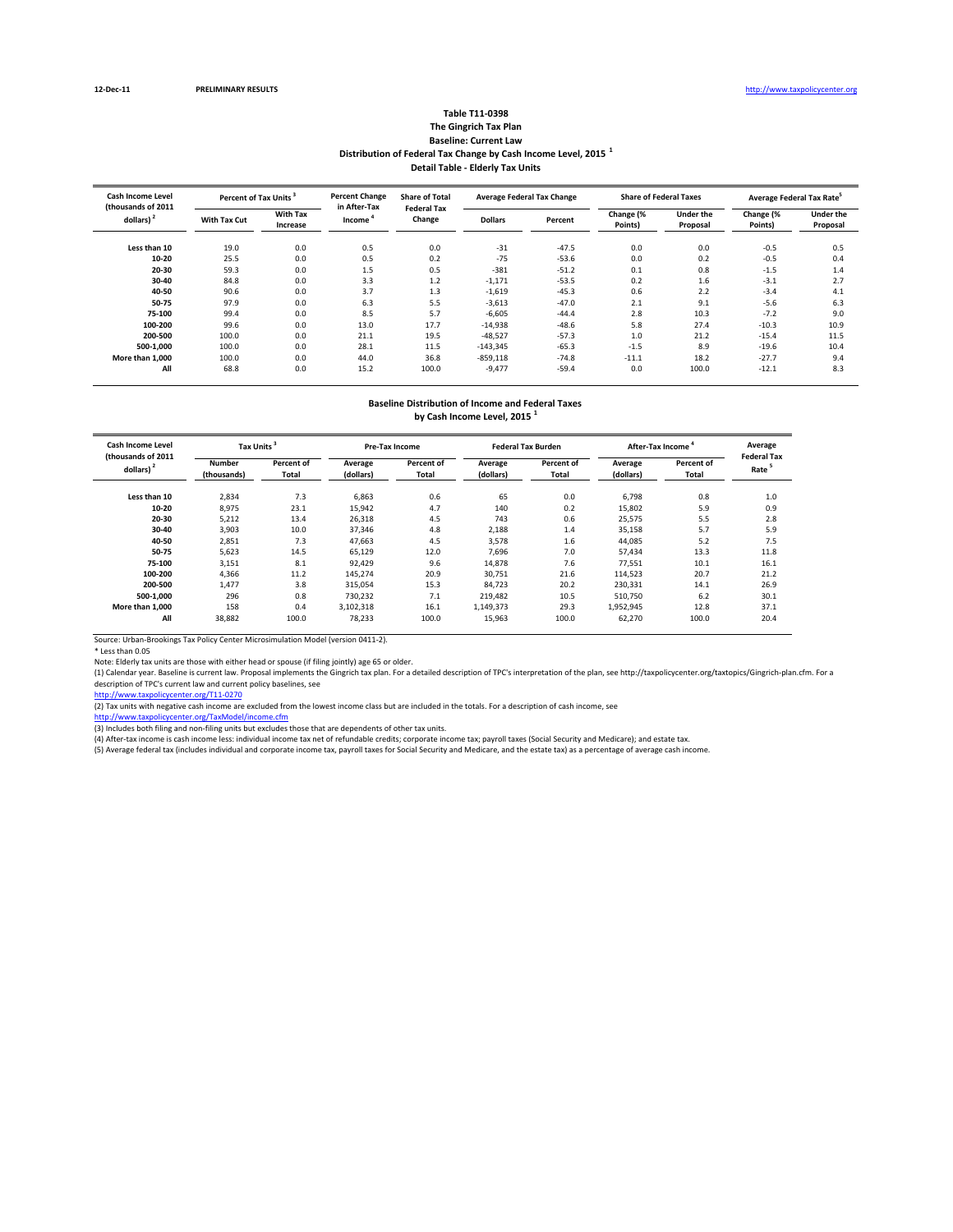12-Dec-11 PRELIMINARY RESULTS http://www.taxpolicycenter.org

### Table T11-0398
### The Gingrich Tax Plan
### Baseline: Current Law
### Distribution of Federal Tax Change by Cash Income Level, 2015 [1]
### Detail Table - Elderly Tax Units

| Cash Income Level (thousands of 2011 dollars) [2] | Percent of Tax Units [3] | | Percent Change in After-Tax Income [4] | Share of Total Federal Tax Change | Average Federal Tax Change | | Share of Federal Taxes | | Average Federal Tax Rate[5] | |
|---|---|---|---|---|---|---|---|---|---|---|
| | With Tax Cut | With Tax Increase | | | Dollars | Percent | Change (% Points) | Under the Proposal | Change (% Points) | Under the Proposal |
| Less than 10 | 19.0 | 0.0 | 0.5 | 0.0 | -31 | -47.5 | 0.0 | 0.0 | -0.5 | 0.5 |
| 10-20 | 25.5 | 0.0 | 0.5 | 0.2 | -75 | -53.6 | 0.0 | 0.2 | -0.5 | 0.4 |
| 20-30 | 59.3 | 0.0 | 1.5 | 0.5 | -381 | -51.2 | 0.1 | 0.8 | -1.5 | 1.4 |
| 30-40 | 84.8 | 0.0 | 3.3 | 1.2 | -1,171 | -53.5 | 0.2 | 1.6 | -3.1 | 2.7 |
| 40-50 | 90.6 | 0.0 | 3.7 | 1.3 | -1,619 | -45.3 | 0.6 | 2.2 | -3.4 | 4.1 |
| 50-75 | 97.9 | 0.0 | 6.3 | 5.5 | -3,613 | -47.0 | 2.1 | 9.1 | -5.6 | 6.3 |
| 75-100 | 99.4 | 0.0 | 8.5 | 5.7 | -6,605 | -44.4 | 2.8 | 10.3 | -7.2 | 9.0 |
| 100-200 | 99.6 | 0.0 | 13.0 | 17.7 | -14,938 | -48.6 | 5.8 | 27.4 | -10.3 | 10.9 |
| 200-500 | 100.0 | 0.0 | 21.1 | 19.5 | -48,527 | -57.3 | 1.0 | 21.2 | -15.4 | 11.5 |
| 500-1,000 | 100.0 | 0.0 | 28.1 | 11.5 | -143,345 | -65.3 | -1.5 | 8.9 | -19.6 | 10.4 |
| More than 1,000 | 100.0 | 0.0 | 44.0 | 36.8 | -859,118 | -74.8 | -11.1 | 18.2 | -27.7 | 9.4 |
| All | 68.8 | 0.0 | 15.2 | 100.0 | -9,477 | -59.4 | 0.0 | 100.0 | -12.1 | 8.3 |

### Baseline Distribution of Income and Federal Taxes by Cash Income Level, 2015 [1]

| Cash Income Level (thousands of 2011 dollars) [2] | Tax Units [3] | | Pre-Tax Income | | Federal Tax Burden | | After-Tax Income [4] | | Average Federal Tax Rate [5] |
|---|---|---|---|---|---|---|---|---|---|
| | Number (thousands) | Percent of Total | Average (dollars) | Percent of Total | Average (dollars) | Percent of Total | Average (dollars) | Percent of Total | |
| Less than 10 | 2,834 | 7.3 | 6,863 | 0.6 | 65 | 0.0 | 6,798 | 0.8 | 1.0 |
| 10-20 | 8,975 | 23.1 | 15,942 | 4.7 | 140 | 0.2 | 15,802 | 5.9 | 0.9 |
| 20-30 | 5,212 | 13.4 | 26,318 | 4.5 | 743 | 0.6 | 25,575 | 5.5 | 2.8 |
| 30-40 | 3,903 | 10.0 | 37,346 | 4.8 | 2,188 | 1.4 | 35,158 | 5.7 | 5.9 |
| 40-50 | 2,851 | 7.3 | 47,663 | 4.5 | 3,578 | 1.6 | 44,085 | 5.2 | 7.5 |
| 50-75 | 5,623 | 14.5 | 65,129 | 12.0 | 7,696 | 7.0 | 57,434 | 13.3 | 11.8 |
| 75-100 | 3,151 | 8.1 | 92,429 | 9.6 | 14,878 | 7.6 | 77,551 | 10.1 | 16.1 |
| 100-200 | 4,366 | 11.2 | 145,274 | 20.9 | 30,751 | 21.6 | 114,523 | 20.7 | 21.2 |
| 200-500 | 1,477 | 3.8 | 315,054 | 15.3 | 84,723 | 20.2 | 230,331 | 14.1 | 26.9 |
| 500-1,000 | 296 | 0.8 | 730,232 | 7.1 | 219,482 | 10.5 | 510,750 | 6.2 | 30.1 |
| More than 1,000 | 158 | 0.4 | 3,102,318 | 16.1 | 1,149,373 | 29.3 | 1,952,945 | 12.8 | 37.1 |
| All | 38,882 | 100.0 | 78,233 | 100.0 | 15,963 | 100.0 | 62,270 | 100.0 | 20.4 |

Source: Urban-Brookings Tax Policy Center Microsimulation Model (version 0411-2).

* Less than 0.05

Note: Elderly tax units are those with either head or spouse (if filing jointly) age 65 or older.

(1) Calendar year. Baseline is current law. Proposal implements the Gingrich tax plan. For a detailed description of TPC's interpretation of the plan, see http://taxpolicycenter.org/taxtopics/Gingrich-plan.cfm. For a description of TPC's current law and current policy baselines, see
http://www.taxpolicycenter.org/T11-0270

(2) Tax units with negative cash income are excluded from the lowest income class but are included in the totals. For a description of cash income, see
http://www.taxpolicycenter.org/TaxModel/income.cfm

(3) Includes both filing and non-filing units but excludes those that are dependents of other tax units.

(4) After-tax income is cash income less: individual income tax net of refundable credits; corporate income tax; payroll taxes (Social Security and Medicare); and estate tax.

(5) Average federal tax (includes individual and corporate income tax, payroll taxes for Social Security and Medicare, and the estate tax) as a percentage of average cash income.